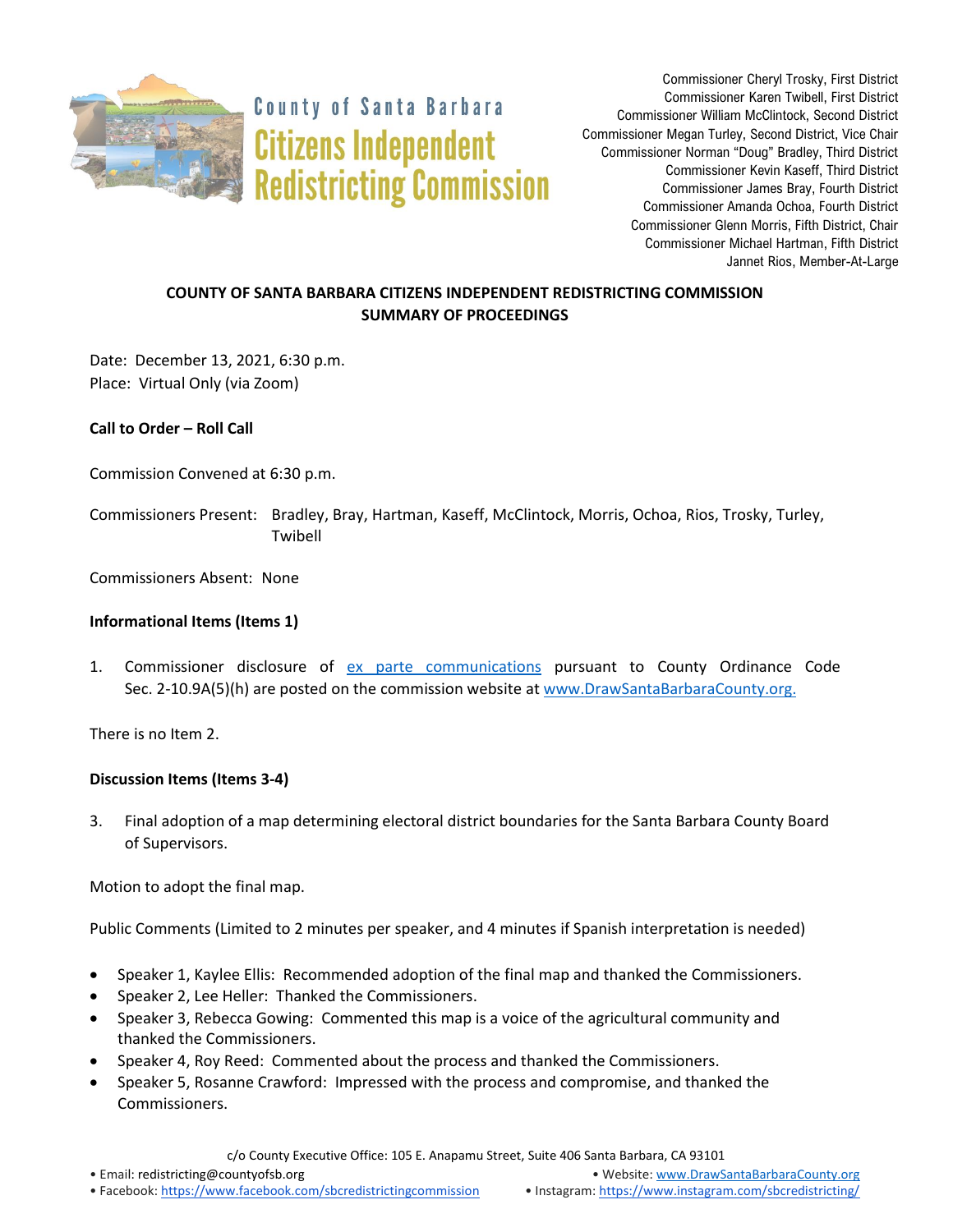County of Santa Barbara
**Citizens Independent Redistricting Commission**

Commissioner Cheryl Trosky, First District
Commissioner Karen Twibell, First District
Commissioner William McClintock, Second District
Commissioner Megan Turley, Second District, Vice Chair
Commissioner Norman "Doug" Bradley, Third District
Commissioner Kevin Kaseff, Third District
Commissioner James Bray, Fourth District
Commissioner Amanda Ochoa, Fourth District
Commissioner Glenn Morris, Fifth District, Chair
Commissioner Michael Hartman, Fifth District
Jannet Rios, Member-At-Large

## COUNTY OF SANTA BARBARA CITIZENS INDEPENDENT REDISTRICTING COMMISSION SUMMARY OF PROCEEDINGS

Date: December 13, 2021, 6:30 p.m.
Place: Virtual Only (via Zoom)

**Call to Order – Roll Call**

Commission Convened at 6:30 p.m.

Commissioners Present: Bradley, Bray, Hartman, Kaseff, McClintock, Morris, Ochoa, Rios, Trosky, Turley, Twibell

Commissioners Absent: None

**Informational Items (Items 1)**

1. Commissioner disclosure of ex parte communications pursuant to County Ordinance Code Sec. 2-10.9A(5)(h) are posted on the commission website at www.DrawSantaBarbaraCounty.org.

There is no Item 2.

**Discussion Items (Items 3-4)**

3. Final adoption of a map determining electoral district boundaries for the Santa Barbara County Board of Supervisors.

Motion to adopt the final map.

Public Comments (Limited to 2 minutes per speaker, and 4 minutes if Spanish interpretation is needed)

- Speaker 1, Kaylee Ellis: Recommended adoption of the final map and thanked the Commissioners.
- Speaker 2, Lee Heller: Thanked the Commissioners.
- Speaker 3, Rebecca Gowing: Commented this map is a voice of the agricultural community and thanked the Commissioners.
- Speaker 4, Roy Reed: Commented about the process and thanked the Commissioners.
- Speaker 5, Rosanne Crawford: Impressed with the process and compromise, and thanked the Commissioners.

c/o County Executive Office: 105 E. Anapamu Street, Suite 406 Santa Barbara, CA 93101
• Email: redistricting@countyofsb.org • Website: www.DrawSantaBarbaraCounty.org
• Facebook: https://www.facebook.com/sbcredistrictingcommission • Instagram: https://www.instagram.com/sbcredistricting/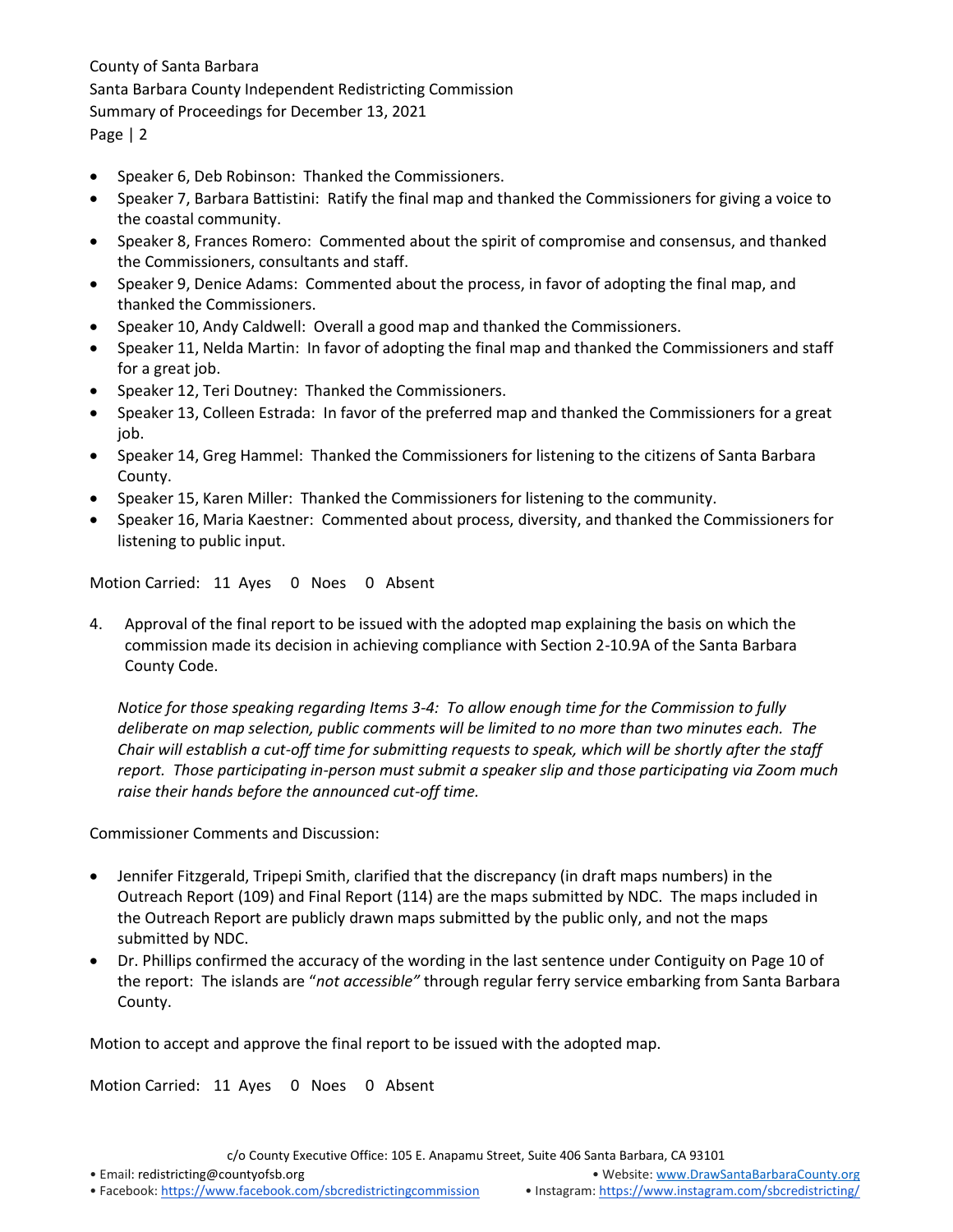- Speaker 6, Deb Robinson: Thanked the Commissioners.
- Speaker 7, Barbara Battistini: Ratify the final map and thanked the Commissioners for giving a voice to the coastal community.
- Speaker 8, Frances Romero: Commented about the spirit of compromise and consensus, and thanked the Commissioners, consultants and staff.
- Speaker 9, Denice Adams: Commented about the process, in favor of adopting the final map, and thanked the Commissioners.
- Speaker 10, Andy Caldwell: Overall a good map and thanked the Commissioners.
- Speaker 11, Nelda Martin: In favor of adopting the final map and thanked the Commissioners and staff for a great job.
- Speaker 12, Teri Doutney: Thanked the Commissioners.
- Speaker 13, Colleen Estrada: In favor of the preferred map and thanked the Commissioners for a great job.
- Speaker 14, Greg Hammel: Thanked the Commissioners for listening to the citizens of Santa Barbara County.
- Speaker 15, Karen Miller: Thanked the Commissioners for listening to the community.
- Speaker 16, Maria Kaestner: Commented about process, diversity, and thanked the Commissioners for listening to public input.

Motion Carried: 11 Ayes 0 Noes 0 Absent

4. Approval of the final report to be issued with the adopted map explaining the basis on which the commission made its decision in achieving compliance with Section 2-10.9A of the Santa Barbara County Code.

*Notice for those speaking regarding Items 3-4: To allow enough time for the Commission to fully deliberate on map selection, public comments will be limited to no more than two minutes each. The Chair will establish a cut-off time for submitting requests to speak, which will be shortly after the staff report. Those participating in-person must submit a speaker slip and those participating via Zoom much raise their hands before the announced cut-off time.*

Commissioner Comments and Discussion:

- Jennifer Fitzgerald, Tripepi Smith, clarified that the discrepancy (in draft maps numbers) in the Outreach Report (109) and Final Report (114) are the maps submitted by NDC. The maps included in the Outreach Report are publicly drawn maps submitted by the public only, and not the maps submitted by NDC.
- Dr. Phillips confirmed the accuracy of the wording in the last sentence under Contiguity on Page 10 of the report: The islands are "*not accessible"* through regular ferry service embarking from Santa Barbara County.

Motion to accept and approve the final report to be issued with the adopted map.

Motion Carried: 11 Ayes 0 Noes 0 Absent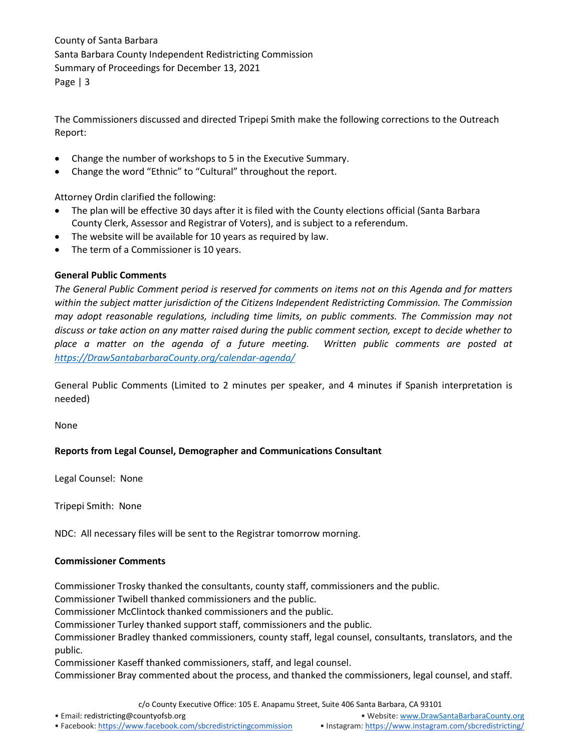The Commissioners discussed and directed Tripepi Smith make the following corrections to the Outreach Report:

- Change the number of workshops to 5 in the Executive Summary.
- Change the word "Ethnic" to "Cultural" throughout the report.

Attorney Ordin clarified the following:

- The plan will be effective 30 days after it is filed with the County elections official (Santa Barbara County Clerk, Assessor and Registrar of Voters), and is subject to a referendum.
- The website will be available for 10 years as required by law.
- The term of a Commissioner is 10 years.

**General Public Comments**

*The General Public Comment period is reserved for comments on items not on this Agenda and for matters within the subject matter jurisdiction of the Citizens Independent Redistricting Commission. The Commission may adopt reasonable regulations, including time limits, on public comments. The Commission may not discuss or take action on any matter raised during the public comment section, except to decide whether to place a matter on the agenda of a future meeting. Written public comments are posted at https://DrawSantabarbaraCounty.org/calendar-agenda/*

General Public Comments (Limited to 2 minutes per speaker, and 4 minutes if Spanish interpretation is needed)

None

**Reports from Legal Counsel, Demographer and Communications Consultant**

Legal Counsel: None

Tripepi Smith: None

NDC: All necessary files will be sent to the Registrar tomorrow morning.

**Commissioner Comments**

Commissioner Trosky thanked the consultants, county staff, commissioners and the public.
Commissioner Twibell thanked commissioners and the public.
Commissioner McClintock thanked commissioners and the public.
Commissioner Turley thanked support staff, commissioners and the public.
Commissioner Bradley thanked commissioners, county staff, legal counsel, consultants, translators, and the public.
Commissioner Kaseff thanked commissioners, staff, and legal counsel.
Commissioner Bray commented about the process, and thanked the commissioners, legal counsel, and staff.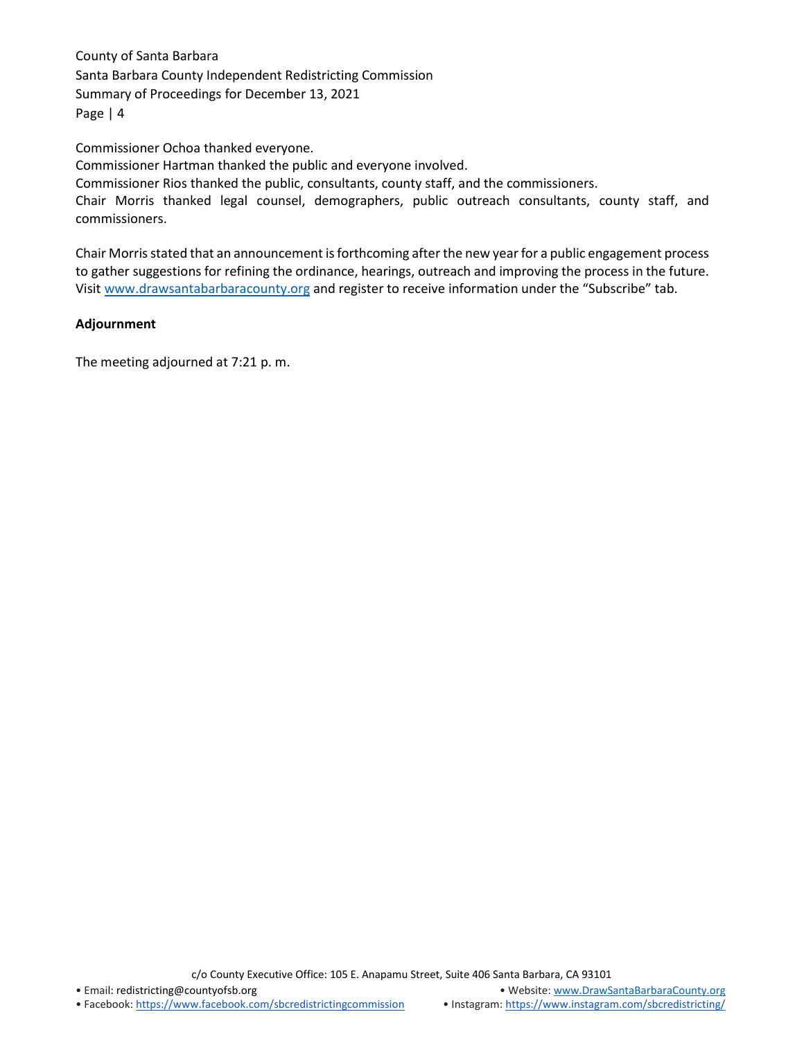Commissioner Ochoa thanked everyone.
Commissioner Hartman thanked the public and everyone involved.
Commissioner Rios thanked the public, consultants, county staff, and the commissioners.
Chair Morris thanked legal counsel, demographers, public outreach consultants, county staff, and commissioners.

Chair Morris stated that an announcement is forthcoming after the new year for a public engagement process to gather suggestions for refining the ordinance, hearings, outreach and improving the process in the future. Visit www.drawsantabarbaracounty.org and register to receive information under the "Subscribe" tab.

**Adjournment**

The meeting adjourned at 7:21 p. m.